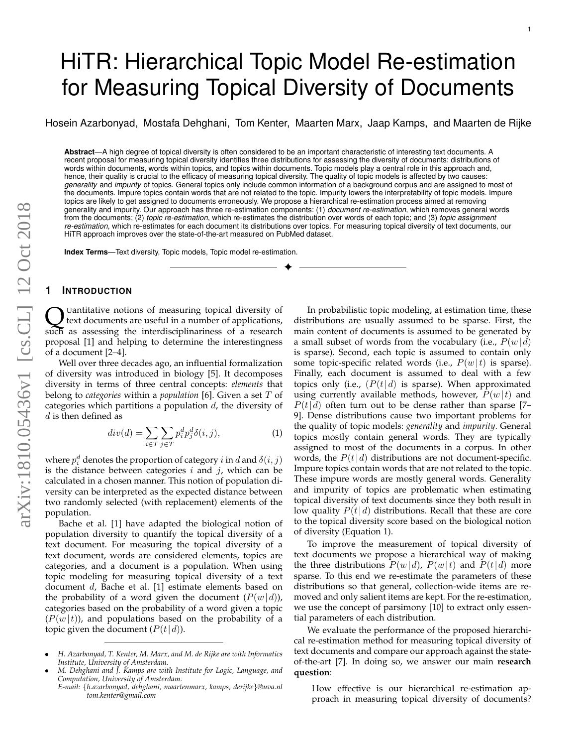# HiTR: Hierarchical Topic Model Re-estimation for Measuring Topical Diversity of Documents

Hosein Azarbonyad, Mostafa Dehghani, Tom Kenter, Maarten Marx, Jaap Kamps, and Maarten de Rijke

**Abstract**—A high degree of topical diversity is often considered to be an important characteristic of interesting text documents. A recent proposal for measuring topical diversity identifies three distributions for assessing the diversity of documents: distributions of words within documents, words within topics, and topics within documents. Topic models play a central role in this approach and, hence, their quality is crucial to the efficacy of measuring topical diversity. The quality of topic models is affected by two causes: *generality* and *impurity* of topics. General topics only include common information of a background corpus and are assigned to most of the documents. Impure topics contain words that are not related to the topic. Impurity lowers the interpretability of topic models. Impure topics are likely to get assigned to documents erroneously. We propose a hierarchical re-estimation process aimed at removing generality and impurity. Our approach has three re-estimation components: (1) *document re-estimation*, which removes general words from the documents; (2) *topic re-estimation*, which re-estimates the distribution over words of each topic; and (3) *topic assignment re-estimation*, which re-estimates for each document its distributions over topics. For measuring topical diversity of text documents, our HiTR approach improves over the state-of-the-art measured on PubMed dataset.

**Index Terms**—Text diversity, Topic models, Topic model re-estimation.

## 1 Introduction

Quantitative notions of measuring topical diversity of text documents are useful in a number of applications, such as assessing the interdisciplinariness of a research proposal [1] and helping to determine the interestingness of a document [2–4].

Well over three decades ago, an influential formalization of diversity was introduced in biology [5]. It decomposes diversity in terms of three central concepts: *elements* that belong to *categories* within a *population* [6]. Given a set $T$ of categories which partitions a population $d$, the diversity of $d$ is then defined as

$$div(d) = \sum_{i \in T} \sum_{j \in T} p_i^d p_j^d \delta(i, j), \qquad (1)$$

where $p_i^d$ denotes the proportion of category $i$ in $d$ and $\delta(i, j)$ is the distance between categories $i$ and $j$, which can be calculated in a chosen manner. This notion of population diversity can be interpreted as the expected distance between two randomly selected (with replacement) elements of the population.

Bache et al. [1] have adapted the biological notion of population diversity to quantify the topical diversity of a text document. For measuring the topical diversity of a text document, words are considered elements, topics are categories, and a document is a population. When using topic modeling for measuring topical diversity of a text document $d$, Bache et al. [1] estimate elements based on the probability of a word given the document ($P(w \,|\, d)$), categories based on the probability of a word given a topic ($P(w \,|\, t)$), and populations based on the probability of a topic given the document ($P(t \,|\, d)$).

In probabilistic topic modeling, at estimation time, these distributions are usually assumed to be sparse. First, the main content of documents is assumed to be generated by a small subset of words from the vocabulary (i.e., $P(w \,|\, d)$ is sparse). Second, each topic is assumed to contain only some topic-specific related words (i.e., $P(w \,|\, t)$ is sparse). Finally, each document is assumed to deal with a few topics only (i.e., ($P(t \,|\, d)$ is sparse). When approximated using currently available methods, however, $P(w \,|\, t)$ and $P(t \,|\, d)$ often turn out to be dense rather than sparse [7–9]. Dense distributions cause two important problems for the quality of topic models: *generality* and *impurity*. General topics mostly contain general words. They are typically assigned to most of the documents in a corpus. In other words, the $P(t \,|\, d)$ distributions are not document-specific. Impure topics contain words that are not related to the topic. These impure words are mostly general words. Generality and impurity of topics are problematic when estimating topical diversity of text documents since they both result in low quality $P(t \,|\, d)$ distributions. Recall that these are core to the topical diversity score based on the biological notion of diversity (Equation 1).

To improve the measurement of topical diversity of text documents we propose a hierarchical way of making the three distributions $P(w \,|\, d)$, $P(w \,|\, t)$ and $P(t \,|\, d)$ more sparse. To this end we re-estimate the parameters of these distributions so that general, collection-wide items are removed and only salient items are kept. For the re-estimation, we use the concept of parsimony [10] to extract only essential parameters of each distribution.

We evaluate the performance of the proposed hierarchical re-estimation method for measuring topical diversity of text documents and compare our approach against the state-of-the-art [7]. In doing so, we answer our main **research question**:

> How effective is our hierarchical re-estimation approach in measuring topical diversity of documents?

- *H. Azarbonyad, T. Kenter, M. Marx, and M. de Rijke are with Informatics Institute, University of Amsterdam.*
- *M. Dehghani and J. Kamps are with Institute for Logic, Language, and Computation, University of Amsterdam.*
  *E-mail: {h.azarbonyad, dehghani, maartenmarx, kamps, derijke}@uva.nl tom.kenter@gmail.com*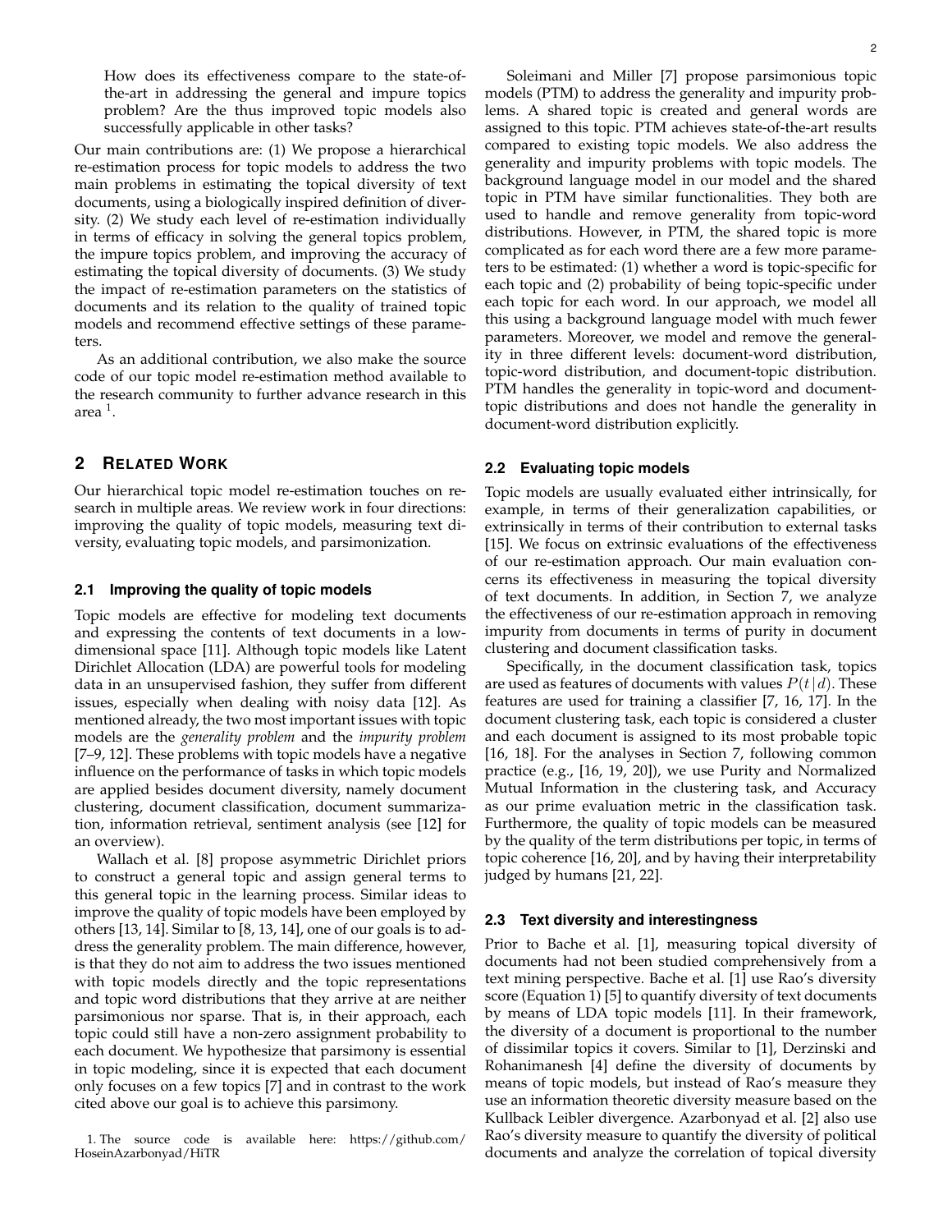How does its effectiveness compare to the state-of-the-art in addressing the general and impure topics problem? Are the thus improved topic models also successfully applicable in other tasks?

Our main contributions are: (1) We propose a hierarchical re-estimation process for topic models to address the two main problems in estimating the topical diversity of text documents, using a biologically inspired definition of diversity. (2) We study each level of re-estimation individually in terms of efficacy in solving the general topics problem, the impure topics problem, and improving the accuracy of estimating the topical diversity of documents. (3) We study the impact of re-estimation parameters on the statistics of documents and its relation to the quality of trained topic models and recommend effective settings of these parameters.

As an additional contribution, we also make the source code of our topic model re-estimation method available to the research community to further advance research in this area [1].

## 2 Related Work

Our hierarchical topic model re-estimation touches on research in multiple areas. We review work in four directions: improving the quality of topic models, measuring text diversity, evaluating topic models, and parsimonization.

### 2.1 Improving the quality of topic models

Topic models are effective for modeling text documents and expressing the contents of text documents in a low-dimensional space [11]. Although topic models like Latent Dirichlet Allocation (LDA) are powerful tools for modeling data in an unsupervised fashion, they suffer from different issues, especially when dealing with noisy data [12]. As mentioned already, the two most important issues with topic models are the *generality problem* and the *impurity problem* [7–9, 12]. These problems with topic models have a negative influence on the performance of tasks in which topic models are applied besides document diversity, namely document clustering, document classification, document summarization, information retrieval, sentiment analysis (see [12] for an overview).

Wallach et al. [8] propose asymmetric Dirichlet priors to construct a general topic and assign general terms to this general topic in the learning process. Similar ideas to improve the quality of topic models have been employed by others [13, 14]. Similar to [8, 13, 14], one of our goals is to address the generality problem. The main difference, however, is that they do not aim to address the two issues mentioned with topic models directly and the topic representations and topic word distributions that they arrive at are neither parsimonious nor sparse. That is, in their approach, each topic could still have a non-zero assignment probability to each document. We hypothesize that parsimony is essential in topic modeling, since it is expected that each document only focuses on a few topics [7] and in contrast to the work cited above our goal is to achieve this parsimony.

1. The source code is available here: https://github.com/HoseinAzarbonyad/HiTR

Soleimani and Miller [7] propose parsimonious topic models (PTM) to address the generality and impurity problems. A shared topic is created and general words are assigned to this topic. PTM achieves state-of-the-art results compared to existing topic models. We also address the generality and impurity problems with topic models. The background language model in our model and the shared topic in PTM have similar functionalities. They both are used to handle and remove generality from topic-word distributions. However, in PTM, the shared topic is more complicated as for each word there are a few more parameters to be estimated: (1) whether a word is topic-specific for each topic and (2) probability of being topic-specific under each topic for each word. In our approach, we model all this using a background language model with much fewer parameters. Moreover, we model and remove the generality in three different levels: document-word distribution, topic-word distribution, and document-topic distribution. PTM handles the generality in topic-word and document-topic distributions and does not handle the generality in document-word distribution explicitly.

### 2.2 Evaluating topic models

Topic models are usually evaluated either intrinsically, for example, in terms of their generalization capabilities, or extrinsically in terms of their contribution to external tasks [15]. We focus on extrinsic evaluations of the effectiveness of our re-estimation approach. Our main evaluation concerns its effectiveness in measuring the topical diversity of text documents. In addition, in Section 7, we analyze the effectiveness of our re-estimation approach in removing impurity from documents in terms of purity in document clustering and document classification tasks.

Specifically, in the document classification task, topics are used as features of documents with values $P(t \mid d)$. These features are used for training a classifier [7, 16, 17]. In the document clustering task, each topic is considered a cluster and each document is assigned to its most probable topic [16, 18]. For the analyses in Section 7, following common practice (e.g., [16, 19, 20]), we use Purity and Normalized Mutual Information in the clustering task, and Accuracy as our prime evaluation metric in the classification task. Furthermore, the quality of topic models can be measured by the quality of the term distributions per topic, in terms of topic coherence [16, 20], and by having their interpretability judged by humans [21, 22].

### 2.3 Text diversity and interestingness

Prior to Bache et al. [1], measuring topical diversity of documents had not been studied comprehensively from a text mining perspective. Bache et al. [1] use Rao's diversity score (Equation 1) [5] to quantify diversity of text documents by means of LDA topic models [11]. In their framework, the diversity of a document is proportional to the number of dissimilar topics it covers. Similar to [1], Derzinski and Rohanimanesh [4] define the diversity of documents by means of topic models, but instead of Rao's measure they use an information theoretic diversity measure based on the Kullback Leibler divergence. Azarbonyad et al. [2] also use Rao's diversity measure to quantify the diversity of political documents and analyze the correlation of topical diversity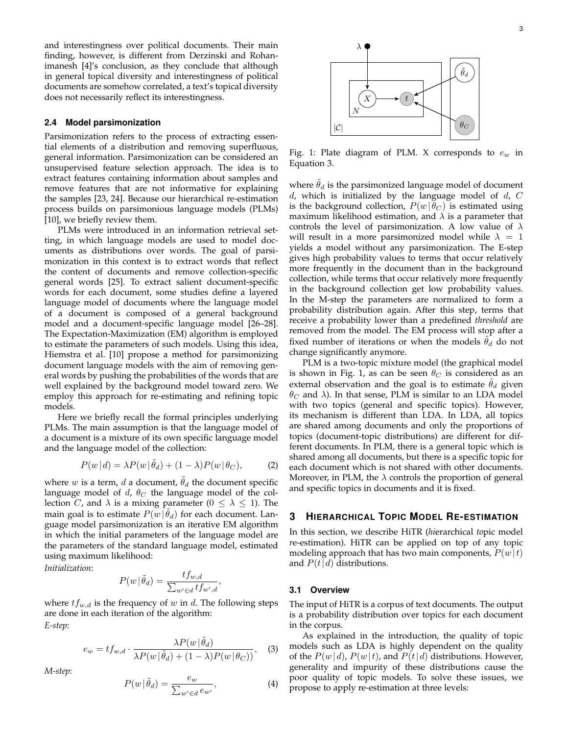and interestingness over political documents. Their main finding, however, is different from Derzinski and Rohanimanesh [4]'s conclusion, as they conclude that although in general topical diversity and interestingness of political documents are somehow correlated, a text's topical diversity does not necessarily reflect its interestingness.

### 2.4 Model parsimonization

Parsimonization refers to the process of extracting essential elements of a distribution and removing superfluous, general information. Parsimonization can be considered an unsupervised feature selection approach. The idea is to extract features containing information about samples and remove features that are not informative for explaining the samples [23, 24]. Because our hierarchical re-estimation process builds on parsimonious language models (PLMs) [10], we briefly review them.

PLMs were introduced in an information retrieval setting, in which language models are used to model documents as distributions over words. The goal of parsimonization in this context is to extract words that reflect the content of documents and remove collection-specific general words [25]. To extract salient document-specific words for each document, some studies define a layered language model of documents where the language model of a document is composed of a general background model and a document-specific language model [26–28]. The Expectation-Maximization (EM) algorithm is employed to estimate the parameters of such models. Using this idea, Hiemstra et al. [10] propose a method for parsimonizing document language models with the aim of removing general words by pushing the probabilities of the words that are well explained by the background model toward zero. We employ this approach for re-estimating and refining topic models.

Here we briefly recall the formal principles underlying PLMs. The main assumption is that the language model of a document is a mixture of its own specific language model and the language model of the collection:

$$P(w\,|\,d) = \lambda P(w\,|\,\tilde{\theta}_d) + (1-\lambda) P(w\,|\,\theta_C), \tag{2}$$

where $w$ is a term, $d$ a document, $\tilde{\theta}_d$ the document specific language model of $d$, $\theta_C$ the language model of the collection $C$, and $\lambda$ is a mixing parameter ($0 \leq \lambda \leq 1$). The main goal is to estimate $P(w\,|\,\tilde{\theta}_d)$ for each document. Language model parsimonization is an iterative EM algorithm in which the initial parameters of the language model are the parameters of the standard language model, estimated using maximum likelihood:

*Initialization*:

$$P(w\,|\,\tilde{\theta}_d) = \frac{tf_{w,d}}{\sum_{w' \in d} tf_{w',d}},$$

where $tf_{w,d}$ is the frequency of $w$ in $d$. The following steps are done in each iteration of the algorithm:

*E-step*:

$$e_w = tf_{w,d} \cdot \frac{\lambda P(w\,|\,\tilde{\theta}_d)}{\lambda P(w\,|\,\tilde{\theta}_d) + (1-\lambda) P(w\,|\,\theta_C))}, \tag{3}$$

*M-step*:

$$P(w\,|\,\tilde{\theta}_d) = \frac{e_w}{\sum_{w' \in d} e_{w'}}, \tag{4}$$

Fig. 1: Plate diagram of PLM. X corresponds to $e_w$ in Equation 3.

where $\tilde{\theta}_d$ is the parsimonized language model of document $d$, which is initialized by the language model of $d$, $C$ is the background collection, $P(w\,|\,\theta_C)$ is estimated using maximum likelihood estimation, and $\lambda$ is a parameter that controls the level of parsimonization. A low value of $\lambda$ will result in a more parsimonized model while $\lambda = 1$ yields a model without any parsimonization. The E-step gives high probability values to terms that occur relatively more frequently in the document than in the background collection, while terms that occur relatively more frequently in the background collection get low probability values. In the M-step the parameters are normalized to form a probability distribution again. After this step, terms that receive a probability lower than a predefined *threshold* are removed from the model. The EM process will stop after a fixed number of iterations or when the models $\tilde{\theta}_d$ do not change significantly anymore.

PLM is a two-topic mixture model (the graphical model is shown in Fig. 1, as can be seen $\theta_C$ is considered as an external observation and the goal is to estimate $\tilde{\theta}_d$ given $\theta_C$ and $\lambda$). In that sense, PLM is similar to an LDA model with two topics (general and specific topics). However, its mechanism is different than LDA. In LDA, all topics are shared among documents and only the proportions of topics (document-topic distributions) are different for different documents. In PLM, there is a general topic which is shared among all documents, but there is a specific topic for each document which is not shared with other documents. Moreover, in PLM, the $\lambda$ controls the proportion of general and specific topics in documents and it is fixed.

## 3 Hierarchical Topic Model Re-estimation

In this section, we describe HiTR (*hi*erarchical *to*pic model *r*e-estimation). HiTR can be applied on top of any topic modeling approach that has two main components, $P(w\,|\,t)$ and $P(t\,|\,d)$ distributions.

### 3.1 Overview

The input of HiTR is a corpus of text documents. The output is a probability distribution over topics for each document in the corpus.

As explained in the introduction, the quality of topic models such as LDA is highly dependent on the quality of the $P(w\,|\,d)$, $P(w\,|\,t)$, and $P(t\,|\,d)$ distributions. However, generality and impurity of these distributions cause the poor quality of topic models. To solve these issues, we propose to apply re-estimation at three levels: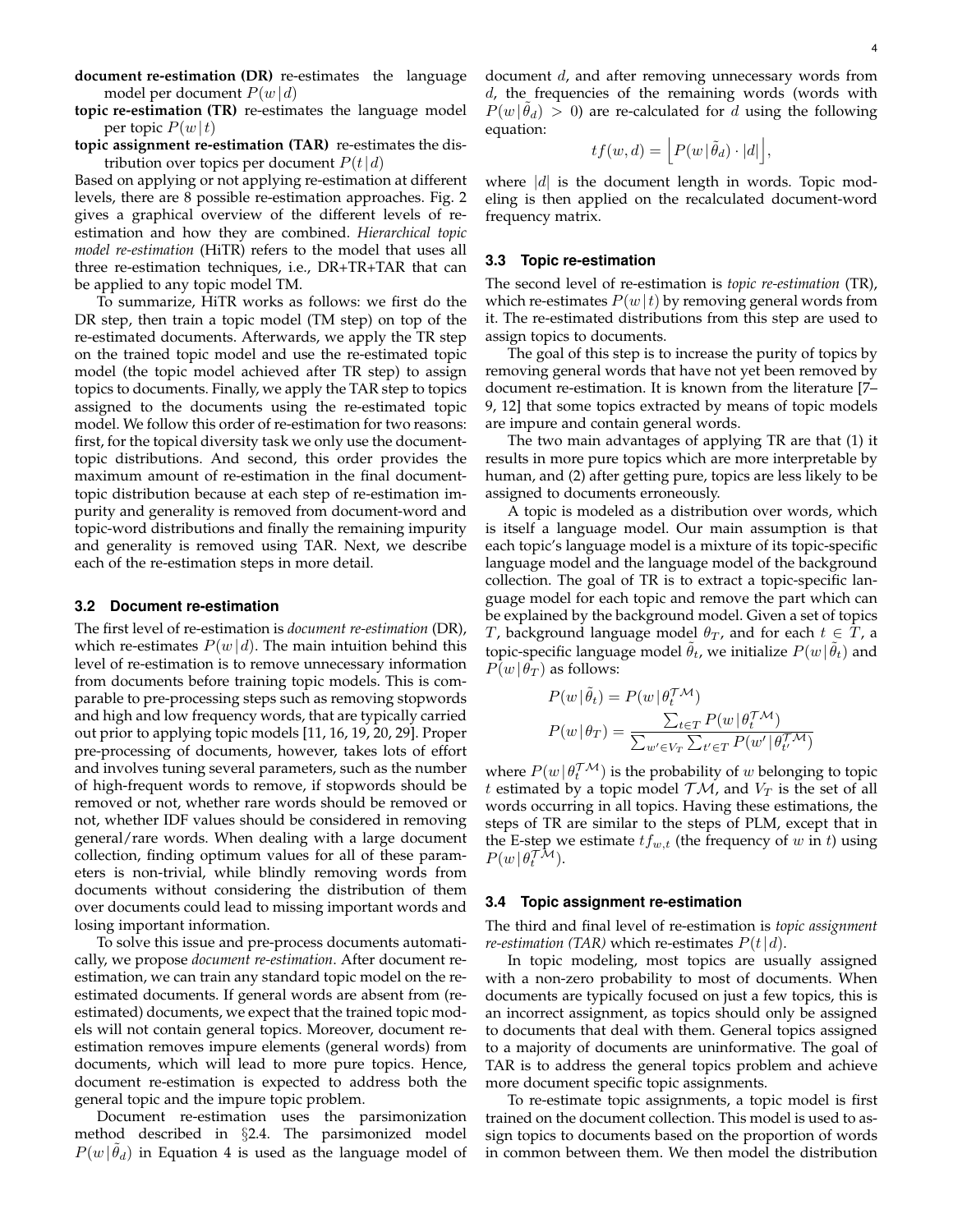**document re-estimation (DR)** re-estimates the language model per document $P(w \mid d)$

**topic re-estimation (TR)** re-estimates the language model per topic $P(w \mid t)$

**topic assignment re-estimation (TAR)** re-estimates the distribution over topics per document $P(t \mid d)$

Based on applying or not applying re-estimation at different levels, there are 8 possible re-estimation approaches. Fig. 2 gives a graphical overview of the different levels of re-estimation and how they are combined. *Hierarchical topic model re-estimation* (HiTR) refers to the model that uses all three re-estimation techniques, i.e., DR+TR+TAR that can be applied to any topic model TM.

To summarize, HiTR works as follows: we first do the DR step, then train a topic model (TM step) on top of the re-estimated documents. Afterwards, we apply the TR step on the trained topic model and use the re-estimated topic model (the topic model achieved after TR step) to assign topics to documents. Finally, we apply the TAR step to topics assigned to the documents using the re-estimated topic model. We follow this order of re-estimation for two reasons: first, for the topical diversity task we only use the document-topic distributions. And second, this order provides the maximum amount of re-estimation in the final document-topic distribution because at each step of re-estimation impurity and generality is removed from document-word and topic-word distributions and finally the remaining impurity and generality is removed using TAR. Next, we describe each of the re-estimation steps in more detail.

### 3.2 Document re-estimation

The first level of re-estimation is *document re-estimation* (DR), which re-estimates $P(w \mid d)$. The main intuition behind this level of re-estimation is to remove unnecessary information from documents before training topic models. This is comparable to pre-processing steps such as removing stopwords and high and low frequency words, that are typically carried out prior to applying topic models [11, 16, 19, 20, 29]. Proper pre-processing of documents, however, takes lots of effort and involves tuning several parameters, such as the number of high-frequent words to remove, if stopwords should be removed or not, whether rare words should be removed or not, whether IDF values should be considered in removing general/rare words. When dealing with a large document collection, finding optimum values for all of these parameters is non-trivial, while blindly removing words from documents without considering the distribution of them over documents could lead to missing important words and losing important information.

To solve this issue and pre-process documents automatically, we propose *document re-estimation*. After document re-estimation, we can train any standard topic model on the re-estimated documents. If general words are absent from (re-estimated) documents, we expect that the trained topic models will not contain general topics. Moreover, document re-estimation removes impure elements (general words) from documents, which will lead to more pure topics. Hence, document re-estimation is expected to address both the general topic and the impure topic problem.

Document re-estimation uses the parsimonization method described in §2.4. The parsimonized model $P(w \mid \tilde{\theta}_d)$ in Equation 4 is used as the language model of document $d$, and after removing unnecessary words from $d$, the frequencies of the remaining words (words with $P(w \mid \tilde{\theta}_d) > 0$) are re-calculated for $d$ using the following equation:

$$tf(w,d) = \left\lfloor P(w \mid \tilde{\theta}_d) \cdot |d| \right\rfloor,$$

where $|d|$ is the document length in words. Topic modeling is then applied on the recalculated document-word frequency matrix.

### 3.3 Topic re-estimation

The second level of re-estimation is *topic re-estimation* (TR), which re-estimates $P(w \mid t)$ by removing general words from it. The re-estimated distributions from this step are used to assign topics to documents.

The goal of this step is to increase the purity of topics by removing general words that have not yet been removed by document re-estimation. It is known from the literature [7–9, 12] that some topics extracted by means of topic models are impure and contain general words.

The two main advantages of applying TR are that (1) it results in more pure topics which are more interpretable by human, and (2) after getting pure, topics are less likely to be assigned to documents erroneously.

A topic is modeled as a distribution over words, which is itself a language model. Our main assumption is that each topic's language model is a mixture of its topic-specific language model and the language model of the background collection. The goal of TR is to extract a topic-specific language model for each topic and remove the part which can be explained by the background model. Given a set of topics $T$, background language model $\theta_T$, and for each $t \in T$, a topic-specific language model $\tilde{\theta}_t$, we initialize $P(w \mid \tilde{\theta}_t)$ and $P(w \mid \theta_T)$ as follows:

$$P(w \mid \tilde{\theta}_t) = P(w \mid \theta_t^{\mathcal{TM}})$$

$$P(w \mid \theta_T) = \frac{\sum_{t \in T} P(w \mid \theta_t^{\mathcal{TM}})}{\sum_{w' \in V_T} \sum_{t' \in T} P(w' \mid \theta_{t'}^{\mathcal{TM}})}$$

where $P(w \mid \theta_t^{\mathcal{TM}})$ is the probability of $w$ belonging to topic $t$ estimated by a topic model $\mathcal{TM}$, and $V_T$ is the set of all words occurring in all topics. Having these estimations, the steps of TR are similar to the steps of PLM, except that in the E-step we estimate $tf_{w,t}$ (the frequency of $w$ in $t$) using $P(w \mid \theta_t^{\mathcal{TM}})$.

### 3.4 Topic assignment re-estimation

The third and final level of re-estimation is *topic assignment re-estimation (TAR)* which re-estimates $P(t \mid d)$.

In topic modeling, most topics are usually assigned with a non-zero probability to most of documents. When documents are typically focused on just a few topics, this is an incorrect assignment, as topics should only be assigned to documents that deal with them. General topics assigned to a majority of documents are uninformative. The goal of TAR is to address the general topics problem and achieve more document specific topic assignments.

To re-estimate topic assignments, a topic model is first trained on the document collection. This model is used to assign topics to documents based on the proportion of words in common between them. We then model the distribution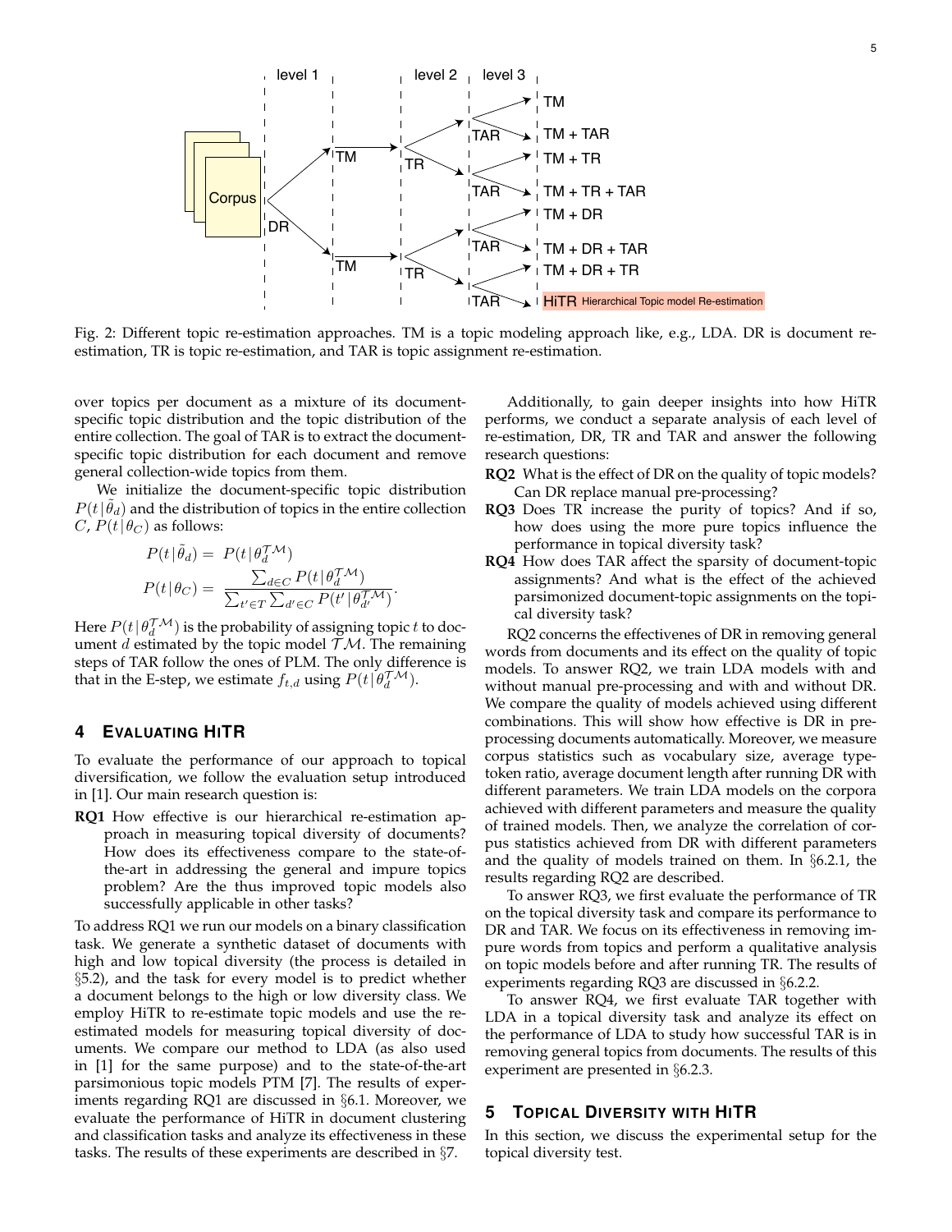Fig. 2: Different topic re-estimation approaches. TM is a topic modeling approach like, e.g., LDA. DR is document re-estimation, TR is topic re-estimation, and TAR is topic assignment re-estimation.

over topics per document as a mixture of its document-specific topic distribution and the topic distribution of the entire collection. The goal of TAR is to extract the document-specific topic distribution for each document and remove general collection-wide topics from them.

We initialize the document-specific topic distribution $P(t|\tilde{\theta}_d)$ and the distribution of topics in the entire collection $C$, $P(t|\theta_C)$ as follows:

$$
\begin{aligned}
P(t|\tilde{\theta}_d) &= P(t|\theta_d^{\mathcal{TM}}) \\
P(t|\theta_C) &= \frac{\sum_{d \in C} P(t|\theta_d^{\mathcal{TM}})}{\sum_{t' \in T}\sum_{d' \in C} P(t'|\theta_{d'}^{\mathcal{TM}})}.
\end{aligned}
$$

Here $P(t|\theta_d^{\mathcal{TM}})$ is the probability of assigning topic $t$ to document $d$ estimated by the topic model $\mathcal{TM}$. The remaining steps of TAR follow the ones of PLM. The only difference is that in the E-step, we estimate $f_{t,d}$ using $P(t|\theta_d^{\mathcal{TM}})$.

## 4 Evaluating HiTR

To evaluate the performance of our approach to topical diversification, we follow the evaluation setup introduced in [1]. Our main research question is:

**RQ1** How effective is our hierarchical re-estimation approach in measuring topical diversity of documents? How does its effectiveness compare to the state-of-the-art in addressing the general and impure topics problem? Are the thus improved topic models also successfully applicable in other tasks?

To address RQ1 we run our models on a binary classification task. We generate a synthetic dataset of documents with high and low topical diversity (the process is detailed in §5.2), and the task for every model is to predict whether a document belongs to the high or low diversity class. We employ HiTR to re-estimate topic models and use the re-estimated models for measuring topical diversity of documents. We compare our method to LDA (as also used in [1] for the same purpose) and to the state-of-the-art parsimonious topic models PTM [7]. The results of experiments regarding RQ1 are discussed in §6.1. Moreover, we evaluate the performance of HiTR in document clustering and classification tasks and analyze its effectiveness in these tasks. The results of these experiments are described in §7.

Additionally, to gain deeper insights into how HiTR performs, we conduct a separate analysis of each level of re-estimation, DR, TR and TAR and answer the following research questions:

**RQ2** What is the effect of DR on the quality of topic models? Can DR replace manual pre-processing?

**RQ3** Does TR increase the purity of topics? And if so, how does using the more pure topics influence the performance in topical diversity task?

**RQ4** How does TAR affect the sparsity of document-topic assignments? And what is the effect of the achieved parsimonized document-topic assignments on the topical diversity task?

RQ2 concerns the effectivenes of DR in removing general words from documents and its effect on the quality of topic models. To answer RQ2, we train LDA models with and without manual pre-processing and with and without DR. We compare the quality of models achieved using different combinations. This will show how effective is DR in pre-processing documents automatically. Moreover, we measure corpus statistics such as vocabulary size, average type-token ratio, average document length after running DR with different parameters. We train LDA models on the corpora achieved with different parameters and measure the quality of trained models. Then, we analyze the correlation of corpus statistics achieved from DR with different parameters and the quality of models trained on them. In §6.2.1, the results regarding RQ2 are described.

To answer RQ3, we first evaluate the performance of TR on the topical diversity task and compare its performance to DR and TAR. We focus on its effectiveness in removing impure words from topics and perform a qualitative analysis on topic models before and after running TR. The results of experiments regarding RQ3 are discussed in §6.2.2.

To answer RQ4, we first evaluate TAR together with LDA in a topical diversity task and analyze its effect on the performance of LDA to study how successful TAR is in removing general topics from documents. The results of this experiment are presented in §6.2.3.

## 5 Topical Diversity with HiTR

In this section, we discuss the experimental setup for the topical diversity test.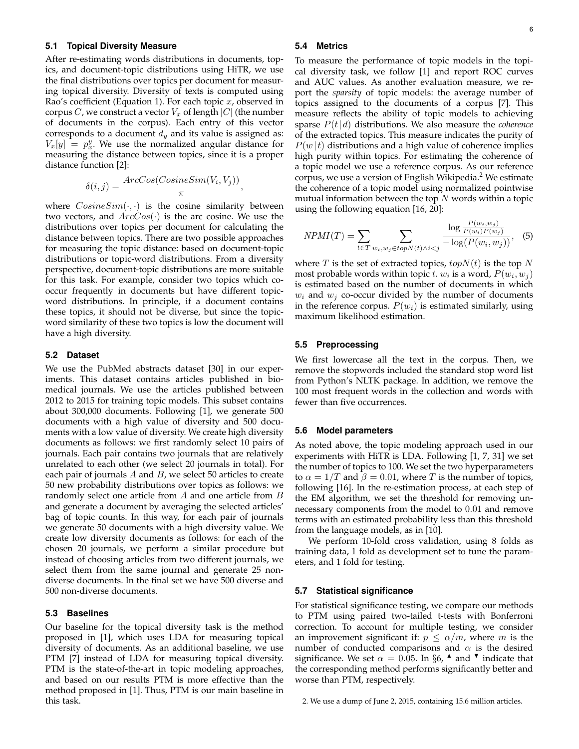### 5.1 Topical Diversity Measure

After re-estimating words distributions in documents, topics, and document-topic distributions using HiTR, we use the final distributions over topics per document for measuring topical diversity. Diversity of texts is computed using Rao's coefficient (Equation 1). For each topic $x$, observed in corpus $C$, we construct a vector $V_x$ of length $|C|$ (the number of documents in the corpus). Each entry of this vector corresponds to a document $d_y$ and its value is assigned as: $V_x[y] = p_x^y$. We use the normalized angular distance for measuring the distance between topics, since it is a proper distance function [2]:

$$\delta(i,j) = \frac{ArcCos(CosineSim(V_i, V_j))}{\pi},$$

where $CosineSim(\cdot,\cdot)$ is the cosine similarity between two vectors, and $ArcCos(\cdot)$ is the arc cosine. We use the distributions over topics per document for calculating the distance between topics. There are two possible approaches for measuring the topic distance: based on document-topic distributions or topic-word distributions. From a diversity perspective, document-topic distributions are more suitable for this task. For example, consider two topics which co-occur frequently in documents but have different topic-word distributions. In principle, if a document contains these topics, it should not be diverse, but since the topic-word similarity of these two topics is low the document will have a high diversity.

### 5.2 Dataset

We use the PubMed abstracts dataset [30] in our experiments. This dataset contains articles published in biomedical journals. We use the articles published between 2012 to 2015 for training topic models. This subset contains about 300,000 documents. Following [1], we generate 500 documents with a high value of diversity and 500 documents with a low value of diversity. We create high diversity documents as follows: we first randomly select 10 pairs of journals. Each pair contains two journals that are relatively unrelated to each other (we select 20 journals in total). For each pair of journals $A$ and $B$, we select 50 articles to create 50 new probability distributions over topics as follows: we randomly select one article from $A$ and one article from $B$ and generate a document by averaging the selected articles' bag of topic counts. In this way, for each pair of journals we generate 50 documents with a high diversity value. We create low diversity documents as follows: for each of the chosen 20 journals, we perform a similar procedure but instead of choosing articles from two different journals, we select them from the same journal and generate 25 non-diverse documents. In the final set we have 500 diverse and 500 non-diverse documents.

### 5.3 Baselines

Our baseline for the topical diversity task is the method proposed in [1], which uses LDA for measuring topical diversity of documents. As an additional baseline, we use PTM [7] instead of LDA for measuring topical diversity. PTM is the state-of-the-art in topic modeling approaches, and based on our results PTM is more effective than the method proposed in [1]. Thus, PTM is our main baseline in this task.

### 5.4 Metrics

To measure the performance of topic models in the topical diversity task, we follow [1] and report ROC curves and AUC values. As another evaluation measure, we report the *sparsity* of topic models: the average number of topics assigned to the documents of a corpus [7]. This measure reflects the ability of topic models to achieving sparse $P(t \,|\, d)$ distributions. We also measure the *coherence* of the extracted topics. This measure indicates the purity of $P(w \,|\, t)$ distributions and a high value of coherence implies high purity within topics. For estimating the coherence of a topic model we use a reference corpus. As our reference corpus, we use a version of English Wikipedia.[2] We estimate the coherence of a topic model using normalized pointwise mutual information between the top $N$ words within a topic using the following equation [16, 20]:

$$NPMI(T) = \sum_{t \in T} \sum_{w_i, w_j \in topN(t) \wedge i<j} \frac{\log \frac{P(w_i, w_j)}{P(w_i)P(w_j)}}{-\log(P(w_i, w_j))}, \quad (5)$$

where $T$ is the set of extracted topics, $topN(t)$ is the top $N$ most probable words within topic $t$. $w_i$ is a word, $P(w_i, w_j)$ is estimated based on the number of documents in which $w_i$ and $w_j$ co-occur divided by the number of documents in the reference corpus. $P(w_i)$ is estimated similarly, using maximum likelihood estimation.

### 5.5 Preprocessing

We first lowercase all the text in the corpus. Then, we remove the stopwords included the standard stop word list from Python's NLTK package. In addition, we remove the 100 most frequent words in the collection and words with fewer than five occurrences.

### 5.6 Model parameters

As noted above, the topic modeling approach used in our experiments with HiTR is LDA. Following [1, 7, 31] we set the number of topics to 100. We set the two hyperparameters to $\alpha = 1/T$ and $\beta = 0.01$, where $T$ is the number of topics, following [16]. In the re-estimation process, at each step of the EM algorithm, we set the threshold for removing unnecessary components from the model to $0.01$ and remove terms with an estimated probability less than this threshold from the language models, as in [10].

We perform 10-fold cross validation, using 8 folds as training data, 1 fold as development set to tune the parameters, and 1 fold for testing.

### 5.7 Statistical significance

For statistical significance testing, we compare our methods to PTM using paired two-tailed t-tests with Bonferroni correction. To account for multiple testing, we consider an improvement significant if: $p \leq \alpha/m$, where $m$ is the number of conducted comparisons and $\alpha$ is the desired significance. We set $\alpha = 0.05$. In §6, ▲ and ▼ indicate that the corresponding method performs significantly better and worse than PTM, respectively.

2. We use a dump of June 2, 2015, containing 15.6 million articles.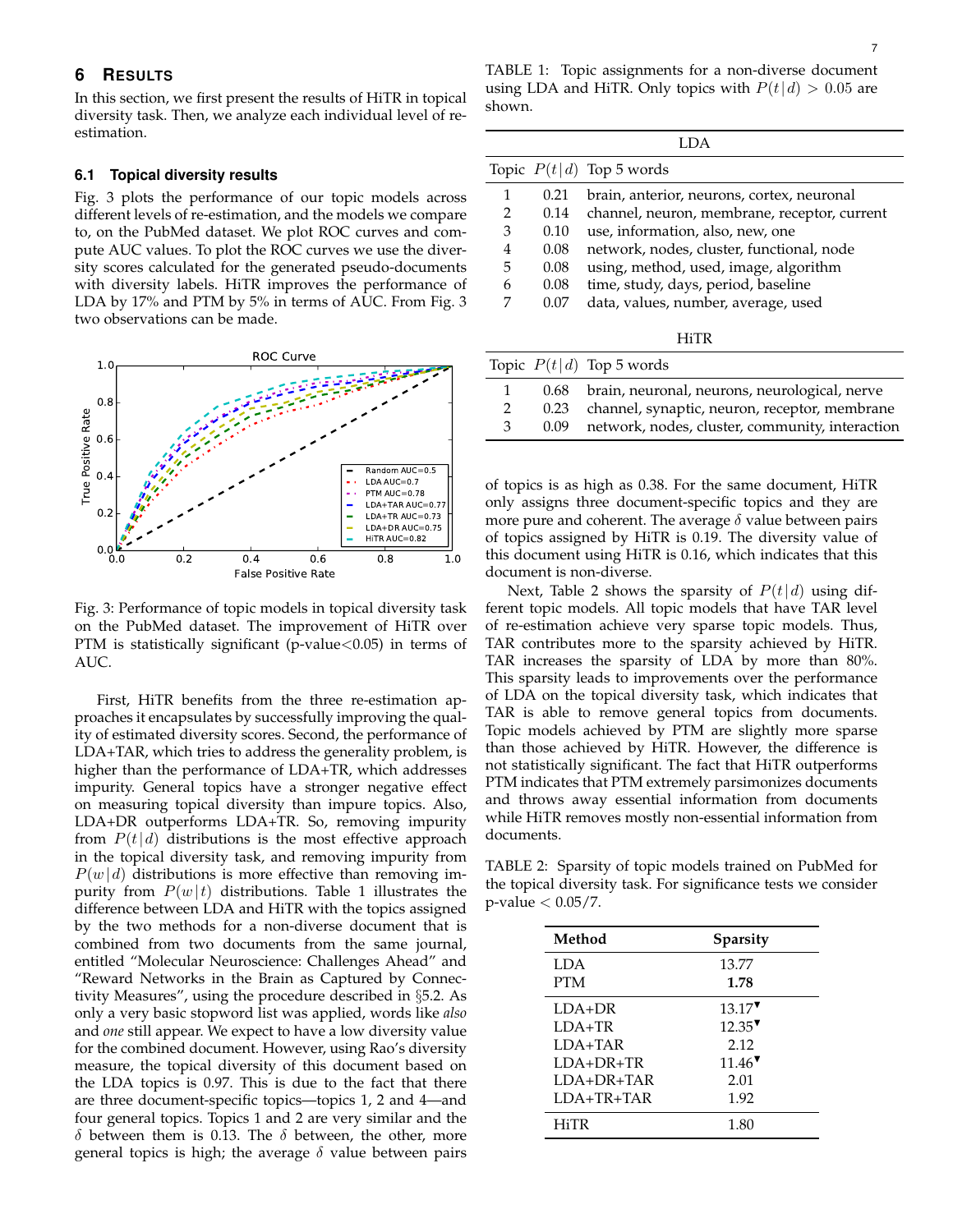## 6 Results

In this section, we first present the results of HiTR in topical diversity task. Then, we analyze each individual level of re-estimation.

### 6.1 Topical diversity results

Fig. 3 plots the performance of our topic models across different levels of re-estimation, and the models we compare to, on the PubMed dataset. We plot ROC curves and compute AUC values. To plot the ROC curves we use the diversity scores calculated for the generated pseudo-documents with diversity labels. HiTR improves the performance of LDA by 17% and PTM by 5% in terms of AUC. From Fig. 3 two observations can be made.

Fig. 3: Performance of topic models in topical diversity task on the PubMed dataset. The improvement of HiTR over PTM is statistically significant (p-value<0.05) in terms of AUC.

First, HiTR benefits from the three re-estimation approaches it encapsulates by successfully improving the quality of estimated diversity scores. Second, the performance of LDA+TAR, which tries to address the generality problem, is higher than the performance of LDA+TR, which addresses impurity. General topics have a stronger negative effect on measuring topical diversity than impure topics. Also, LDA+DR outperforms LDA+TR. So, removing impurity from $P(t\,|\,d)$ distributions is the most effective approach in the topical diversity task, and removing impurity from $P(w\,|\,d)$ distributions is more effective than removing impurity from $P(w\,|\,t)$ distributions. Table 1 illustrates the difference between LDA and HiTR with the topics assigned by the two methods for a non-diverse document that is combined from two documents from the same journal, entitled "Molecular Neuroscience: Challenges Ahead" and "Reward Networks in the Brain as Captured by Connectivity Measures", using the procedure described in §5.2. As only a very basic stopword list was applied, words like *also* and *one* still appear. We expect to have a low diversity value for the combined document. However, using Rao's diversity measure, the topical diversity of this document based on the LDA topics is 0.97. This is due to the fact that there are three document-specific topics—topics 1, 2 and 4—and four general topics. Topics 1 and 2 are very similar and the $\delta$ between them is 0.13. The $\delta$ between, the other, more general topics is high; the average $\delta$ value between pairs of topics is as high as 0.38. For the same document, HiTR only assigns three document-specific topics and they are more pure and coherent. The average $\delta$ value between pairs of topics assigned by HiTR is 0.19. The diversity value of this document using HiTR is 0.16, which indicates that this document is non-diverse.

TABLE 1: Topic assignments for a non-diverse document using LDA and HiTR. Only topics with $P(t\,|\,d) > 0.05$ are shown.

| LDA | | |
|---|---|---|
| Topic | $P(t\,|\,d)$ | Top 5 words |
| 1 | 0.21 | brain, anterior, neurons, cortex, neuronal |
| 2 | 0.14 | channel, neuron, membrane, receptor, current |
| 3 | 0.10 | use, information, also, new, one |
| 4 | 0.08 | network, nodes, cluster, functional, node |
| 5 | 0.08 | using, method, used, image, algorithm |
| 6 | 0.08 | time, study, days, period, baseline |
| 7 | 0.07 | data, values, number, average, used |

| HiTR | | |
|---|---|---|
| Topic | $P(t\,|\,d)$ | Top 5 words |
| 1 | 0.68 | brain, neuronal, neurons, neurological, nerve |
| 2 | 0.23 | channel, synaptic, neuron, receptor, membrane |
| 3 | 0.09 | network, nodes, cluster, community, interaction |

Next, Table 2 shows the sparsity of $P(t\,|\,d)$ using different topic models. All topic models that have TAR level of re-estimation achieve very sparse topic models. Thus, TAR contributes more to the sparsity achieved by HiTR. TAR increases the sparsity of LDA by more than 80%. This sparsity leads to improvements over the performance of LDA on the topical diversity task, which indicates that TAR is able to remove general topics from documents. Topic models achieved by PTM are slightly more sparse than those achieved by HiTR. However, the difference is not statistically significant. The fact that HiTR outperforms PTM indicates that PTM extremely parsimonizes documents and throws away essential information from documents while HiTR removes mostly non-essential information from documents.

TABLE 2: Sparsity of topic models trained on PubMed for the topical diversity task. For significance tests we consider p-value < 0.05/7.

| Method | Sparsity |
|---|---|
| LDA | 13.77 |
| PTM | **1.78** |
| LDA+DR | 13.17▼ |
| LDA+TR | 12.35▼ |
| LDA+TAR | 2.12 |
| LDA+DR+TR | 11.46▼ |
| LDA+DR+TAR | 2.01 |
| LDA+TR+TAR | 1.92 |
| HiTR | 1.80 |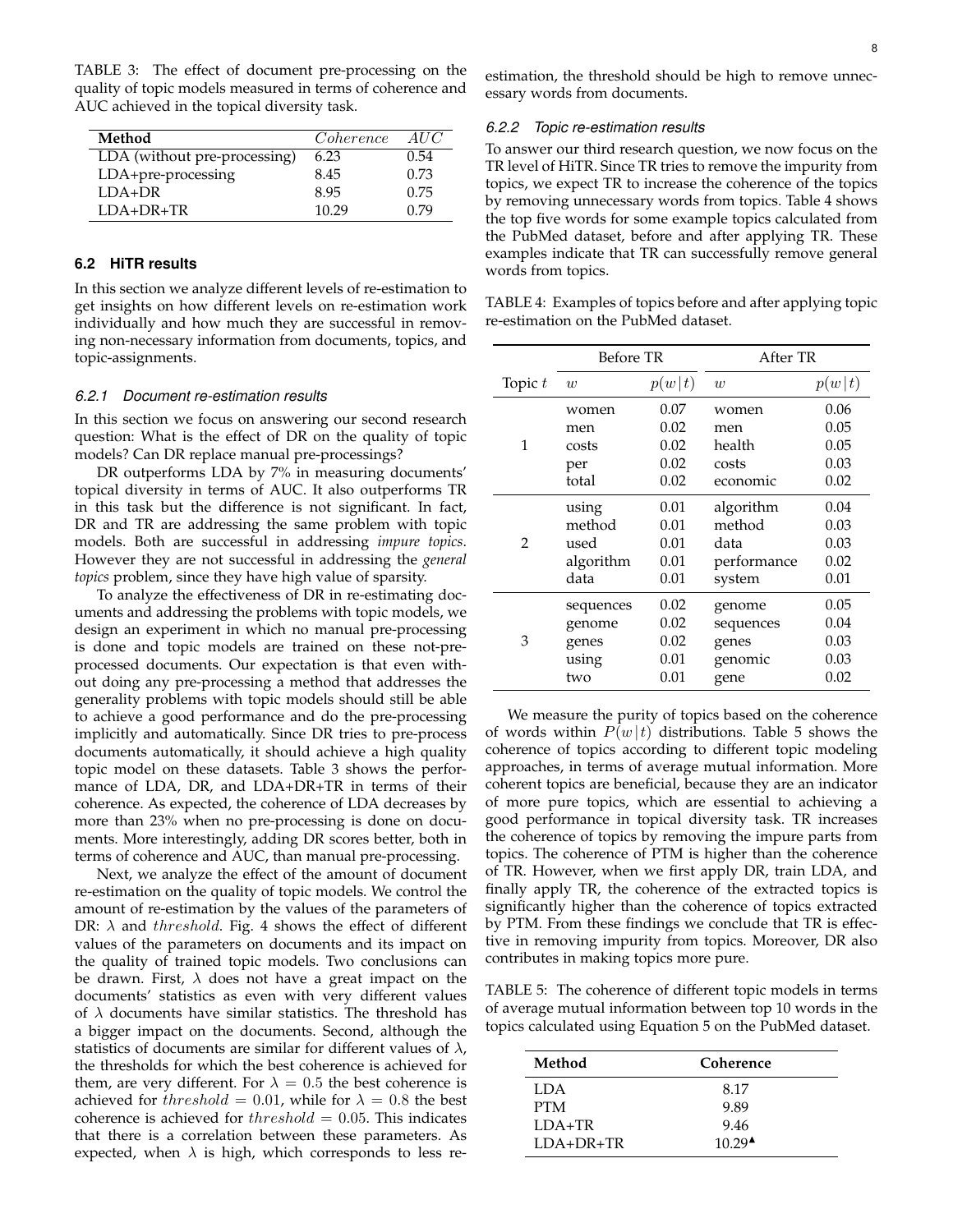TABLE 3: The effect of document pre-processing on the quality of topic models measured in terms of coherence and AUC achieved in the topical diversity task.

| Method | $Coherence$ | $AUC$ |
|---|---|---|
| LDA (without pre-processing) | 6.23 | 0.54 |
| LDA+pre-processing | 8.45 | 0.73 |
| LDA+DR | 8.95 | 0.75 |
| LDA+DR+TR | 10.29 | 0.79 |

## 6.2 HiTR results

In this section we analyze different levels of re-estimation to get insights on how different levels on re-estimation work individually and how much they are successful in removing non-necessary information from documents, topics, and topic-assignments.

### 6.2.1 Document re-estimation results

In this section we focus on answering our second research question: What is the effect of DR on the quality of topic models? Can DR replace manual pre-processings?

DR outperforms LDA by 7% in measuring documents' topical diversity in terms of AUC. It also outperforms TR in this task but the difference is not significant. In fact, DR and TR are addressing the same problem with topic models. Both are successful in addressing *impure topics*. However they are not successful in addressing the *general topics* problem, since they have high value of sparsity.

To analyze the effectiveness of DR in re-estimating documents and addressing the problems with topic models, we design an experiment in which no manual pre-processing is done and topic models are trained on these not-pre-processed documents. Our expectation is that even without doing any pre-processing a method that addresses the generality problems with topic models should still be able to achieve a good performance and do the pre-processing implicitly and automatically. Since DR tries to pre-process documents automatically, it should achieve a high quality topic model on these datasets. Table 3 shows the performance of LDA, DR, and LDA+DR+TR in terms of their coherence. As expected, the coherence of LDA decreases by more than 23% when no pre-processing is done on documents. More interestingly, adding DR scores better, both in terms of coherence and AUC, than manual pre-processing.

Next, we analyze the effect of the amount of document re-estimation on the quality of topic models. We control the amount of re-estimation by the values of the parameters of DR: $\lambda$ and $threshold$. Fig. 4 shows the effect of different values of the parameters on documents and its impact on the quality of trained topic models. Two conclusions can be drawn. First, $\lambda$ does not have a great impact on the documents' statistics as even with very different values of $\lambda$ documents have similar statistics. The threshold has a bigger impact on the documents. Second, although the statistics of documents are similar for different values of $\lambda$, the thresholds for which the best coherence is achieved for them, are very different. For $\lambda = 0.5$ the best coherence is achieved for $threshold = 0.01$, while for $\lambda = 0.8$ the best coherence is achieved for $threshold = 0.05$. This indicates that there is a correlation between these parameters. As expected, when $\lambda$ is high, which corresponds to less re-estimation, the threshold should be high to remove unnecessary words from documents.

### 6.2.2 Topic re-estimation results

To answer our third research question, we now focus on the TR level of HiTR. Since TR tries to remove the impurity from topics, we expect TR to increase the coherence of the topics by removing unnecessary words from topics. Table 4 shows the top five words for some example topics calculated from the PubMed dataset, before and after applying TR. These examples indicate that TR can successfully remove general words from topics.

TABLE 4: Examples of topics before and after applying topic re-estimation on the PubMed dataset.

| | Before TR | | After TR | |
|---|---|---|---|---|
| Topic $t$ | $w$ | $p(w\|t)$ | $w$ | $p(w\|t)$ |
| 1 | women | 0.07 | women | 0.06 |
| | men | 0.02 | men | 0.05 |
| | costs | 0.02 | health | 0.05 |
| | per | 0.02 | costs | 0.03 |
| | total | 0.02 | economic | 0.02 |
| 2 | using | 0.01 | algorithm | 0.04 |
| | method | 0.01 | method | 0.03 |
| | used | 0.01 | data | 0.03 |
| | algorithm | 0.01 | performance | 0.02 |
| | data | 0.01 | system | 0.01 |
| 3 | sequences | 0.02 | genome | 0.05 |
| | genome | 0.02 | sequences | 0.04 |
| | genes | 0.02 | genes | 0.03 |
| | using | 0.01 | genomic | 0.03 |
| | two | 0.01 | gene | 0.02 |

We measure the purity of topics based on the coherence of words within $P(w|t)$ distributions. Table 5 shows the coherence of topics according to different topic modeling approaches, in terms of average mutual information. More coherent topics are beneficial, because they are an indicator of more pure topics, which are essential to achieving a good performance in topical diversity task. TR increases the coherence of topics by removing the impure parts from topics. The coherence of PTM is higher than the coherence of TR. However, when we first apply DR, train LDA, and finally apply TR, the coherence of the extracted topics is significantly higher than the coherence of topics extracted by PTM. From these findings we conclude that TR is effective in removing impurity from topics. Moreover, DR also contributes in making topics more pure.

TABLE 5: The coherence of different topic models in terms of average mutual information between top 10 words in the topics calculated using Equation 5 on the PubMed dataset.

| Method | Coherence |
|---|---|
| LDA | 8.17 |
| PTM | 9.89 |
| LDA+TR | 9.46 |
| LDA+DR+TR | 10.29▲ |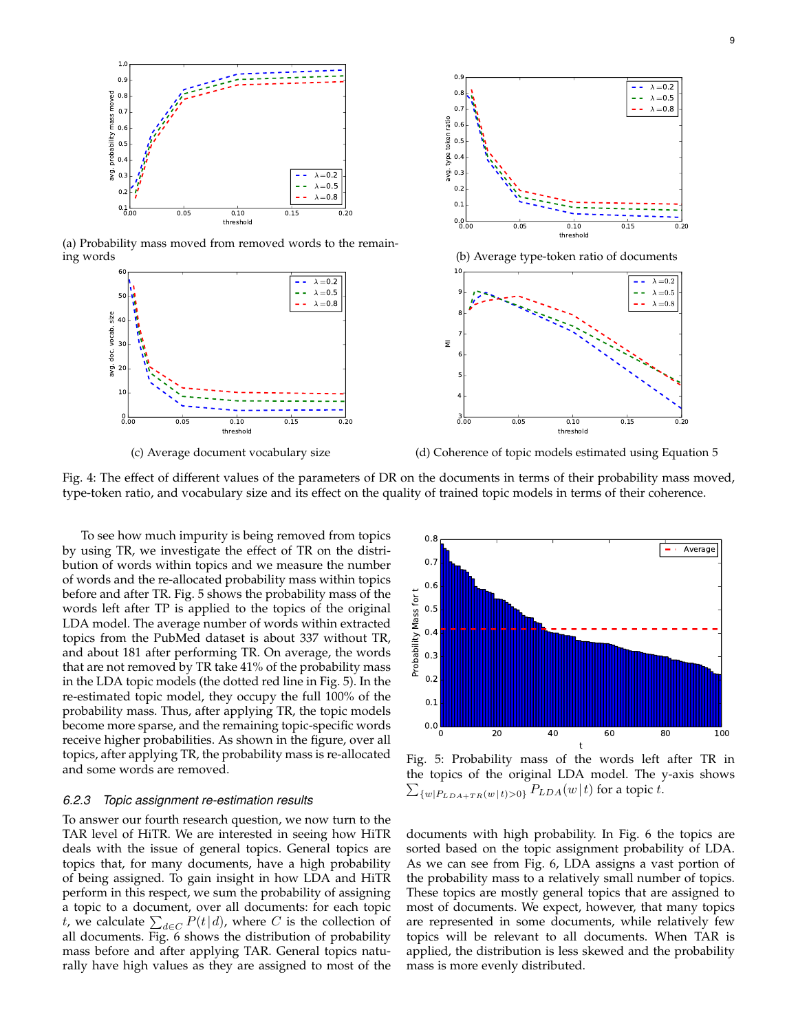(a) Probability mass moved from removed words to the remaining words

(b) Average type-token ratio of documents

(c) Average document vocabulary size

(d) Coherence of topic models estimated using Equation 5

Fig. 4: The effect of different values of the parameters of DR on the documents in terms of their probability mass moved, type-token ratio, and vocabulary size and its effect on the quality of trained topic models in terms of their coherence.

To see how much impurity is being removed from topics by using TR, we investigate the effect of TR on the distribution of words within topics and we measure the number of words and the re-allocated probability mass within topics before and after TR. Fig. 5 shows the probability mass of the words left after TP is applied to the topics of the original LDA model. The average number of words within extracted topics from the PubMed dataset is about 337 without TR, and about 181 after performing TR. On average, the words that are not removed by TR take 41% of the probability mass in the LDA topic models (the dotted red line in Fig. 5). In the re-estimated topic model, they occupy the full 100% of the probability mass. Thus, after applying TR, the topic models become more sparse, and the remaining topic-specific words receive higher probabilities. As shown in the figure, over all topics, after applying TR, the probability mass is re-allocated and some words are removed.

Fig. 5: Probability mass of the words left after TR in the topics of the original LDA model. The y-axis shows $\sum_{\{w|P_{LDA+TR}(w|t)>0\}} P_{LDA}(w|t)$ for a topic $t$.

### 6.2.3 *Topic assignment re-estimation results*

To answer our fourth research question, we now turn to the TAR level of HiTR. We are interested in seeing how HiTR deals with the issue of general topics. General topics are topics that, for many documents, have a high probability of being assigned. To gain insight in how LDA and HiTR perform in this respect, we sum the probability of assigning a topic to a document, over all documents: for each topic $t$, we calculate $\sum_{d \in C} P(t|d)$, where $C$ is the collection of all documents. Fig. 6 shows the distribution of probability mass before and after applying TAR. General topics naturally have high values as they are assigned to most of the documents with high probability. In Fig. 6 the topics are sorted based on the topic assignment probability of LDA. As we can see from Fig. 6, LDA assigns a vast portion of the probability mass to a relatively small number of topics. These topics are mostly general topics that are assigned to most of documents. We expect, however, that many topics are represented in some documents, while relatively few topics will be relevant to all documents. When TAR is applied, the distribution is less skewed and the probability mass is more evenly distributed.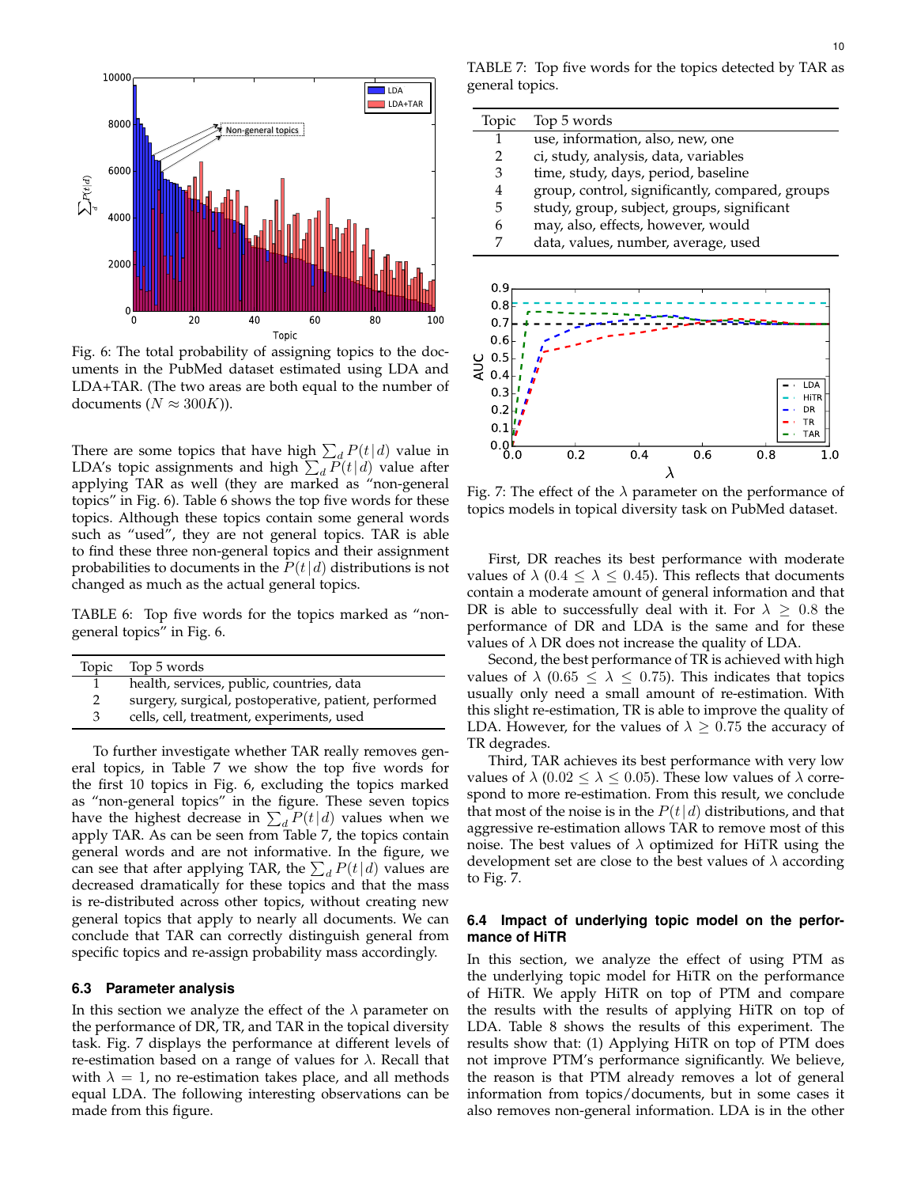Fig. 6: The total probability of assigning topics to the documents in the PubMed dataset estimated using LDA and LDA+TAR. (The two areas are both equal to the number of documents ($N \approx 300K$)).

There are some topics that have high $\sum_d P(t|d)$ value in LDA's topic assignments and high $\sum_d P(t|d)$ value after applying TAR as well (they are marked as "non-general topics" in Fig. 6). Table 6 shows the top five words for these topics. Although these topics contain some general words such as "used", they are not general topics. TAR is able to find these three non-general topics and their assignment probabilities to documents in the $P(t|d)$ distributions is not changed as much as the actual general topics.

TABLE 6: Top five words for the topics marked as "non-general topics" in Fig. 6.

| Topic | Top 5 words |
|---|---|
| 1 | health, services, public, countries, data |
| 2 | surgery, surgical, postoperative, patient, performed |
| 3 | cells, cell, treatment, experiments, used |

To further investigate whether TAR really removes general topics, in Table 7 we show the top five words for the first 10 topics in Fig. 6, excluding the topics marked as "non-general topics" in the figure. These seven topics have the highest decrease in $\sum_d P(t|d)$ values when we apply TAR. As can be seen from Table 7, the topics contain general words and are not informative. In the figure, we can see that after applying TAR, the $\sum_d P(t|d)$ values are decreased dramatically for these topics and that the mass is re-distributed across other topics, without creating new general topics that apply to nearly all documents. We can conclude that TAR can correctly distinguish general from specific topics and re-assign probability mass accordingly.

### 6.3 Parameter analysis

In this section we analyze the effect of the $\lambda$ parameter on the performance of DR, TR, and TAR in the topical diversity task. Fig. 7 displays the performance at different levels of re-estimation based on a range of values for $\lambda$. Recall that with $\lambda = 1$, no re-estimation takes place, and all methods equal LDA. The following interesting observations can be made from this figure.

TABLE 7: Top five words for the topics detected by TAR as general topics.

| Topic | Top 5 words |
|---|---|
| 1 | use, information, also, new, one |
| 2 | ci, study, analysis, data, variables |
| 3 | time, study, days, period, baseline |
| 4 | group, control, significantly, compared, groups |
| 5 | study, group, subject, groups, significant |
| 6 | may, also, effects, however, would |
| 7 | data, values, number, average, used |

Fig. 7: The effect of the $\lambda$ parameter on the performance of topics models in topical diversity task on PubMed dataset.

First, DR reaches its best performance with moderate values of $\lambda$ ($0.4 \leq \lambda \leq 0.45$). This reflects that documents contain a moderate amount of general information and that DR is able to successfully deal with it. For $\lambda \geq 0.8$ the performance of DR and LDA is the same and for these values of $\lambda$ DR does not increase the quality of LDA.

Second, the best performance of TR is achieved with high values of $\lambda$ ($0.65 \leq \lambda \leq 0.75$). This indicates that topics usually only need a small amount of re-estimation. With this slight re-estimation, TR is able to improve the quality of LDA. However, for the values of $\lambda \geq 0.75$ the accuracy of TR degrades.

Third, TAR achieves its best performance with very low values of $\lambda$ ($0.02 \leq \lambda \leq 0.05$). These low values of $\lambda$ correspond to more re-estimation. From this result, we conclude that most of the noise is in the $P(t|d)$ distributions, and that aggressive re-estimation allows TAR to remove most of this noise. The best values of $\lambda$ optimized for HiTR using the development set are close to the best values of $\lambda$ according to Fig. 7.

### 6.4 Impact of underlying topic model on the performance of HiTR

In this section, we analyze the effect of using PTM as the underlying topic model for HiTR on the performance of HiTR. We apply HiTR on top of PTM and compare the results with the results of applying HiTR on top of LDA. Table 8 shows the results of this experiment. The results show that: (1) Applying HiTR on top of PTM does not improve PTM's performance significantly. We believe, the reason is that PTM already removes a lot of general information from topics/documents, but in some cases it also removes non-general information. LDA is in the other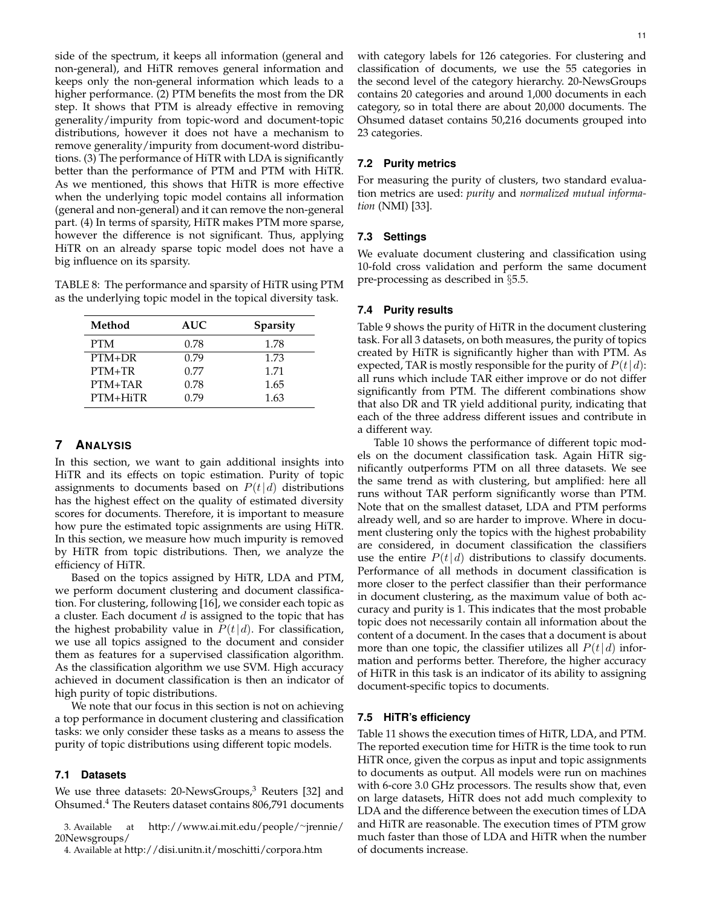side of the spectrum, it keeps all information (general and non-general), and HiTR removes general information and keeps only the non-general information which leads to a higher performance. (2) PTM benefits the most from the DR step. It shows that PTM is already effective in removing generality/impurity from topic-word and document-topic distributions, however it does not have a mechanism to remove generality/impurity from document-word distributions. (3) The performance of HiTR with LDA is significantly better than the performance of PTM and PTM with HiTR. As we mentioned, this shows that HiTR is more effective when the underlying topic model contains all information (general and non-general) and it can remove the non-general part. (4) In terms of sparsity, HiTR makes PTM more sparse, however the difference is not significant. Thus, applying HiTR on an already sparse topic model does not have a big influence on its sparsity.

TABLE 8: The performance and sparsity of HiTR using PTM as the underlying topic model in the topical diversity task.

| Method | AUC | Sparsity |
|---|---|---|
| PTM | 0.78 | 1.78 |
| PTM+DR | 0.79 | 1.73 |
| PTM+TR | 0.77 | 1.71 |
| PTM+TAR | 0.78 | 1.65 |
| PTM+HiTR | 0.79 | 1.63 |

## 7 Analysis

In this section, we want to gain additional insights into HiTR and its effects on topic estimation. Purity of topic assignments to documents based on $P(t|d)$ distributions has the highest effect on the quality of estimated diversity scores for documents. Therefore, it is important to measure how pure the estimated topic assignments are using HiTR. In this section, we measure how much impurity is removed by HiTR from topic distributions. Then, we analyze the efficiency of HiTR.

Based on the topics assigned by HiTR, LDA and PTM, we perform document clustering and document classification. For clustering, following [16], we consider each topic as a cluster. Each document $d$ is assigned to the topic that has the highest probability value in $P(t|d)$. For classification, we use all topics assigned to the document and consider them as features for a supervised classification algorithm. As the classification algorithm we use SVM. High accuracy achieved in document classification is then an indicator of high purity of topic distributions.

We note that our focus in this section is not on achieving a top performance in document clustering and classification tasks: we only consider these tasks as a means to assess the purity of topic distributions using different topic models.

### 7.1 Datasets

We use three datasets: 20-NewsGroups,[3] Reuters [32] and Ohsumed.[4] The Reuters dataset contains 806,791 documents with category labels for 126 categories. For clustering and classification of documents, we use the 55 categories in the second level of the category hierarchy. 20-NewsGroups contains 20 categories and around 1,000 documents in each category, so in total there are about 20,000 documents. The Ohsumed dataset contains 50,216 documents grouped into 23 categories.

3. Available at http://www.ai.mit.edu/people/~jrennie/20Newsgroups/

4. Available at http://disi.unitn.it/moschitti/corpora.htm

### 7.2 Purity metrics

For measuring the purity of clusters, two standard evaluation metrics are used: *purity* and *normalized mutual information* (NMI) [33].

### 7.3 Settings

We evaluate document clustering and classification using 10-fold cross validation and perform the same document pre-processing as described in §5.5.

### 7.4 Purity results

Table 9 shows the purity of HiTR in the document clustering task. For all 3 datasets, on both measures, the purity of topics created by HiTR is significantly higher than with PTM. As expected, TAR is mostly responsible for the purity of $P(t|d)$: all runs which include TAR either improve or do not differ significantly from PTM. The different combinations show that also DR and TR yield additional purity, indicating that each of the three address different issues and contribute in a different way.

Table 10 shows the performance of different topic models on the document classification task. Again HiTR significantly outperforms PTM on all three datasets. We see the same trend as with clustering, but amplified: here all runs without TAR perform significantly worse than PTM. Note that on the smallest dataset, LDA and PTM performs already well, and so are harder to improve. Where in document clustering only the topics with the highest probability are considered, in document classification the classifiers use the entire $P(t|d)$ distributions to classify documents. Performance of all methods in document classification is more closer to the perfect classifier than their performance in document clustering, as the maximum value of both accuracy and purity is 1. This indicates that the most probable topic does not necessarily contain all information about the content of a document. In the cases that a document is about more than one topic, the classifier utilizes all $P(t|d)$ information and performs better. Therefore, the higher accuracy of HiTR in this task is an indicator of its ability to assigning document-specific topics to documents.

### 7.5 HiTR's efficiency

Table 11 shows the execution times of HiTR, LDA, and PTM. The reported execution time for HiTR is the time took to run HiTR once, given the corpus as input and topic assignments to documents as output. All models were run on machines with 6-core 3.0 GHz processors. The results show that, even on large datasets, HiTR does not add much complexity to LDA and the difference between the execution times of LDA and HiTR are reasonable. The execution times of PTM grow much faster than those of LDA and HiTR when the number of documents increase.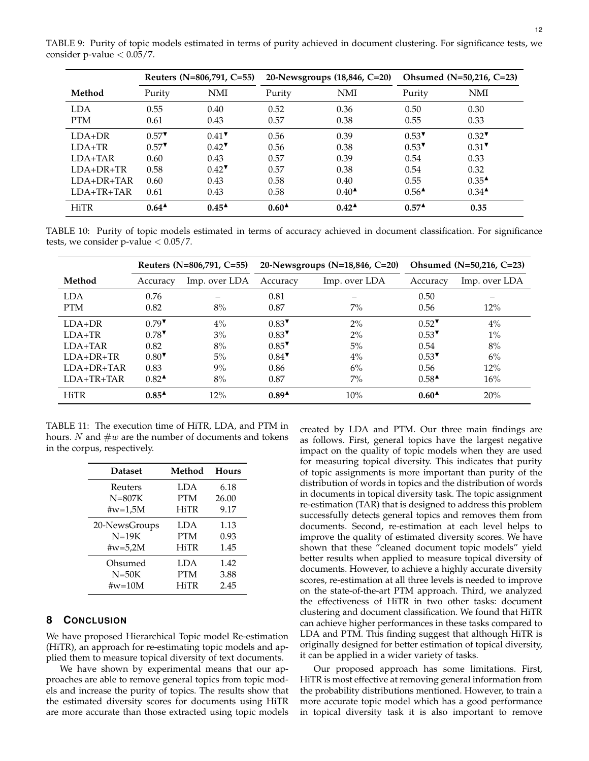TABLE 9: Purity of topic models estimated in terms of purity achieved in document clustering. For significance tests, we consider p-value $< 0.05/7$.

| | Reuters (N=806,791, C=55) | | 20-Newsgroups (18,846, C=20) | | Ohsumed (N=50,216, C=23) | |
|---|---|---|---|---|---|---|
| **Method** | Purity | NMI | Purity | NMI | Purity | NMI |
| LDA | 0.55 | 0.40 | 0.52 | 0.36 | 0.50 | 0.30 |
| PTM | 0.61 | 0.43 | 0.57 | 0.38 | 0.55 | 0.33 |
| LDA+DR | 0.57▼ | 0.41▼ | 0.56 | 0.39 | 0.53▼ | 0.32▼ |
| LDA+TR | 0.57▼ | 0.42▼ | 0.56 | 0.38 | 0.53▼ | 0.31▼ |
| LDA+TAR | 0.60 | 0.43 | 0.57 | 0.39 | 0.54 | 0.33 |
| LDA+DR+TR | 0.58 | 0.42▼ | 0.57 | 0.38 | 0.54 | 0.32 |
| LDA+DR+TAR | 0.60 | 0.43 | 0.58 | 0.40 | 0.55 | 0.35▲ |
| LDA+TR+TAR | 0.61 | 0.43 | 0.58 | 0.40▲ | 0.56▲ | 0.34▲ |
| HiTR | **0.64**▲ | **0.45**▲ | **0.60**▲ | **0.42**▲ | **0.57**▲ | **0.35** |

TABLE 10: Purity of topic models estimated in terms of accuracy achieved in document classification. For significance tests, we consider p-value $< 0.05/7$.

| | Reuters (N=806,791, C=55) | | 20-Newsgroups (N=18,846, C=20) | | Ohsumed (N=50,216, C=23) | |
|---|---|---|---|---|---|---|
| **Method** | Accuracy | Imp. over LDA | Accuracy | Imp. over LDA | Accuracy | Imp. over LDA |
| LDA | 0.76 | – | 0.81 | – | 0.50 | – |
| PTM | 0.82 | 8% | 0.87 | 7% | 0.56 | 12% |
| LDA+DR | 0.79▼ | 4% | 0.83▼ | 2% | 0.52▼ | 4% |
| LDA+TR | 0.78▼ | 3% | 0.83▼ | 2% | 0.53▼ | 1% |
| LDA+TAR | 0.82 | 8% | 0.85▼ | 5% | 0.54 | 8% |
| LDA+DR+TR | 0.80▼ | 5% | 0.84▼ | 4% | 0.53▼ | 6% |
| LDA+DR+TAR | 0.83 | 9% | 0.86 | 6% | 0.56 | 12% |
| LDA+TR+TAR | 0.82▲ | 8% | 0.87 | 7% | 0.58▲ | 16% |
| HiTR | **0.85**▲ | 12% | **0.89**▲ | 10% | **0.60**▲ | 20% |

TABLE 11: The execution time of HiTR, LDA, and PTM in hours. $N$ and $\#w$ are the number of documents and tokens in the corpus, respectively.

| **Dataset** | **Method** | **Hours** |
|---|---|---|
| Reuters | LDA | 6.18 |
| N=807K | PTM | 26.00 |
| #w=1,5M | HiTR | 9.17 |
| 20-NewsGroups | LDA | 1.13 |
| N=19K | PTM | 0.93 |
| #w=5,2M | HiTR | 1.45 |
| Ohsumed | LDA | 1.42 |
| N=50K | PTM | 3.88 |
| #w=10M | HiTR | 2.45 |

## 8 Conclusion

We have proposed Hierarchical Topic model Re-estimation (HiTR), an approach for re-estimating topic models and applied them to measure topical diversity of text documents.

We have shown by experimental means that our approaches are able to remove general topics from topic models and increase the purity of topics. The results show that the estimated diversity scores for documents using HiTR are more accurate than those extracted using topic models created by LDA and PTM. Our three main findings are as follows. First, general topics have the largest negative impact on the quality of topic models when they are used for measuring topical diversity. This indicates that purity of topic assignments is more important than purity of the distribution of words in topics and the distribution of words in documents in topical diversity task. The topic assignment re-estimation (TAR) that is designed to address this problem successfully detects general topics and removes them from documents. Second, re-estimation at each level helps to improve the quality of estimated diversity scores. We have shown that these "cleaned document topic models" yield better results when applied to measure topical diversity of documents. However, to achieve a highly accurate diversity scores, re-estimation at all three levels is needed to improve on the state-of-the-art PTM approach. Third, we analyzed the effectiveness of HiTR in two other tasks: document clustering and document classification. We found that HiTR can achieve higher performances in these tasks compared to LDA and PTM. This finding suggest that although HiTR is originally designed for better estimation of topical diversity, it can be applied in a wider variety of tasks.

Our proposed approach has some limitations. First, HiTR is most effective at removing general information from the probability distributions mentioned. However, to train a more accurate topic model which has a good performance in topical diversity task it is also important to remove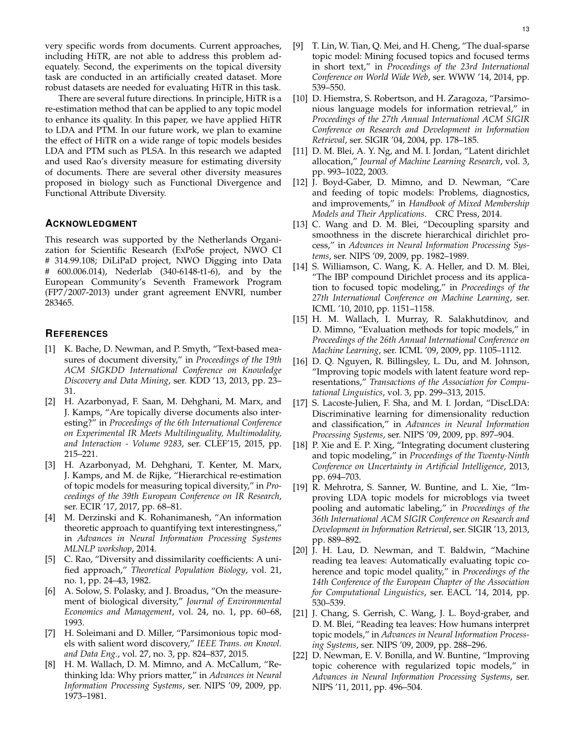very specific words from documents. Current approaches, including HiTR, are not able to address this problem adequately. Second, the experiments on the topical diversity task are conducted in an artificially created dataset. More robust datasets are needed for evaluating HiTR in this task.

There are several future directions. In principle, HiTR is a re-estimation method that can be applied to any topic model to enhance its quality. In this paper, we have applied HiTR to LDA and PTM. In our future work, we plan to examine the effect of HiTR on a wide range of topic models besides LDA and PTM such as PLSA. In this research we adapted and used Rao's diversity measure for estimating diversity of documents. There are several other diversity measures proposed in biology such as Functional Divergence and Functional Attribute Diversity.

## Acknowledgment

This research was supported by the Netherlands Organization for Scientific Research (ExPoSe project, NWO CI # 314.99.108; DiLiPaD project, NWO Digging into Data # 600.006.014), Nederlab (340-6148-t1-6), and by the European Community's Seventh Framework Program (FP7/2007-2013) under grant agreement ENVRI, number 283465.

## References

[1] K. Bache, D. Newman, and P. Smyth, "Text-based measures of document diversity," in *Proceedings of the 19th ACM SIGKDD International Conference on Knowledge Discovery and Data Mining*, ser. KDD '13, 2013, pp. 23–31.

[2] H. Azarbonyad, F. Saan, M. Dehghani, M. Marx, and J. Kamps, "Are topically diverse documents also interesting?" in *Proceedings of the 6th International Conference on Experimental IR Meets Multilinguality, Multimodality, and Interaction - Volume 9283*, ser. CLEF'15, 2015, pp. 215–221.

[3] H. Azarbonyad, M. Dehghani, T. Kenter, M. Marx, J. Kamps, and M. de Rijke, "Hierarchical re-estimation of topic models for measuring topical diversity," in *Proceedings of the 39th European Conference on IR Research*, ser. ECIR '17, 2017, pp. 68–81.

[4] M. Derzinski and K. Rohanimanesh, "An information theoretic approach to quantifying text interestingness," in *Advances in Neural Information Processing Systems MLNLP workshop*, 2014.

[5] C. Rao, "Diversity and dissimilarity coefficients: A unified approach," *Theoretical Population Biology*, vol. 21, no. 1, pp. 24–43, 1982.

[6] A. Solow, S. Polasky, and J. Broadus, "On the measurement of biological diversity," *Journal of Environmental Economics and Management*, vol. 24, no. 1, pp. 60–68, 1993.

[7] H. Soleimani and D. Miller, "Parsimonious topic models with salient word discovery," *IEEE Trans. on Knowl. and Data Eng.*, vol. 27, no. 3, pp. 824–837, 2015.

[8] H. M. Wallach, D. M. Mimno, and A. McCallum, "Rethinking lda: Why priors matter," in *Advances in Neural Information Processing Systems*, ser. NIPS '09, 2009, pp. 1973–1981.

[9] T. Lin, W. Tian, Q. Mei, and H. Cheng, "The dual-sparse topic model: Mining focused topics and focused terms in short text," in *Proceedings of the 23rd International Conference on World Wide Web*, ser. WWW '14, 2014, pp. 539–550.

[10] D. Hiemstra, S. Robertson, and H. Zaragoza, "Parsimonious language models for information retrieval," in *Proceedings of the 27th Annual International ACM SIGIR Conference on Research and Development in Information Retrieval*, ser. SIGIR '04, 2004, pp. 178–185.

[11] D. M. Blei, A. Y. Ng, and M. I. Jordan, "Latent dirichlet allocation," *Journal of Machine Learning Research*, vol. 3, pp. 993–1022, 2003.

[12] J. Boyd-Gaber, D. Mimno, and D. Newman, "Care and feeding of topic models: Problems, diagnostics, and improvements," in *Handbook of Mixed Membership Models and Their Applications*. CRC Press, 2014.

[13] C. Wang and D. M. Blei, "Decoupling sparsity and smoothness in the discrete hierarchical dirichlet process," in *Advances in Neural Information Processing Systems*, ser. NIPS '09, 2009, pp. 1982–1989.

[14] S. Williamson, C. Wang, K. A. Heller, and D. M. Blei, "The IBP compound Dirichlet process and its application to focused topic modeling," in *Proceedings of the 27th International Conference on Machine Learning*, ser. ICML '10, 2010, pp. 1151–1158.

[15] H. M. Wallach, I. Murray, R. Salakhutdinov, and D. Mimno, "Evaluation methods for topic models," in *Proceedings of the 26th Annual International Conference on Machine Learning*, ser. ICML '09, 2009, pp. 1105–1112.

[16] D. Q. Nguyen, R. Billingsley, L. Du, and M. Johnson, "Improving topic models with latent feature word representations," *Transactions of the Association for Computational Linguistics*, vol. 3, pp. 299–313, 2015.

[17] S. Lacoste-Julien, F. Sha, and M. I. Jordan, "DiscLDA: Discriminative learning for dimensionality reduction and classification," in *Advances in Neural Information Processing Systems*, ser. NIPS '09, 2009, pp. 897–904.

[18] P. Xie and E. P. Xing, "Integrating document clustering and topic modeling," in *Proceedings of the Twenty-Ninth Conference on Uncertainty in Artificial Intelligence*, 2013, pp. 694–703.

[19] R. Mehrotra, S. Sanner, W. Buntine, and L. Xie, "Improving LDA topic models for microblogs via tweet pooling and automatic labeling," in *Proceedings of the 36th International ACM SIGIR Conference on Research and Development in Information Retrieval*, ser. SIGIR '13, 2013, pp. 889–892.

[20] J. H. Lau, D. Newman, and T. Baldwin, "Machine reading tea leaves: Automatically evaluating topic coherence and topic model quality," in *Proceedings of the 14th Conference of the European Chapter of the Association for Computational Linguistics*, ser. EACL '14, 2014, pp. 530–539.

[21] J. Chang, S. Gerrish, C. Wang, J. L. Boyd-graber, and D. M. Blei, "Reading tea leaves: How humans interpret topic models," in *Advances in Neural Information Processing Systems*, ser. NIPS '09, 2009, pp. 288–296.

[22] D. Newman, E. V. Bonilla, and W. Buntine, "Improving topic coherence with regularized topic models," in *Advances in Neural Information Processing Systems*, ser. NIPS '11, 2011, pp. 496–504.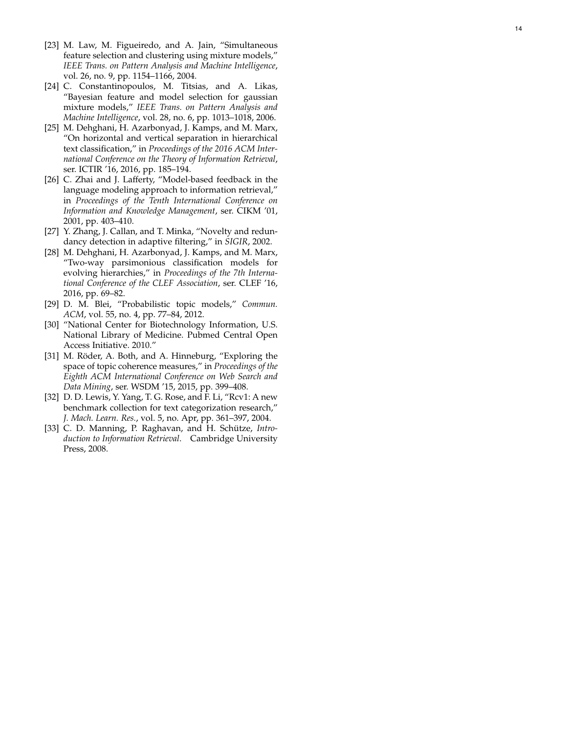[23] M. Law, M. Figueiredo, and A. Jain, "Simultaneous feature selection and clustering using mixture models," *IEEE Trans. on Pattern Analysis and Machine Intelligence*, vol. 26, no. 9, pp. 1154–1166, 2004.

[24] C. Constantinopoulos, M. Titsias, and A. Likas, "Bayesian feature and model selection for gaussian mixture models," *IEEE Trans. on Pattern Analysis and Machine Intelligence*, vol. 28, no. 6, pp. 1013–1018, 2006.

[25] M. Dehghani, H. Azarbonyad, J. Kamps, and M. Marx, "On horizontal and vertical separation in hierarchical text classification," in *Proceedings of the 2016 ACM International Conference on the Theory of Information Retrieval*, ser. ICTIR '16, 2016, pp. 185–194.

[26] C. Zhai and J. Lafferty, "Model-based feedback in the language modeling approach to information retrieval," in *Proceedings of the Tenth International Conference on Information and Knowledge Management*, ser. CIKM '01, 2001, pp. 403–410.

[27] Y. Zhang, J. Callan, and T. Minka, "Novelty and redundancy detection in adaptive filtering," in *SIGIR*, 2002.

[28] M. Dehghani, H. Azarbonyad, J. Kamps, and M. Marx, "Two-way parsimonious classification models for evolving hierarchies," in *Proceedings of the 7th International Conference of the CLEF Association*, ser. CLEF '16, 2016, pp. 69–82.

[29] D. M. Blei, "Probabilistic topic models," *Commun. ACM*, vol. 55, no. 4, pp. 77–84, 2012.

[30] "National Center for Biotechnology Information, U.S. National Library of Medicine. Pubmed Central Open Access Initiative. 2010."

[31] M. Röder, A. Both, and A. Hinneburg, "Exploring the space of topic coherence measures," in *Proceedings of the Eighth ACM International Conference on Web Search and Data Mining*, ser. WSDM '15, 2015, pp. 399–408.

[32] D. D. Lewis, Y. Yang, T. G. Rose, and F. Li, "Rcv1: A new benchmark collection for text categorization research," *J. Mach. Learn. Res.*, vol. 5, no. Apr, pp. 361–397, 2004.

[33] C. D. Manning, P. Raghavan, and H. Schütze, *Introduction to Information Retrieval*. Cambridge University Press, 2008.